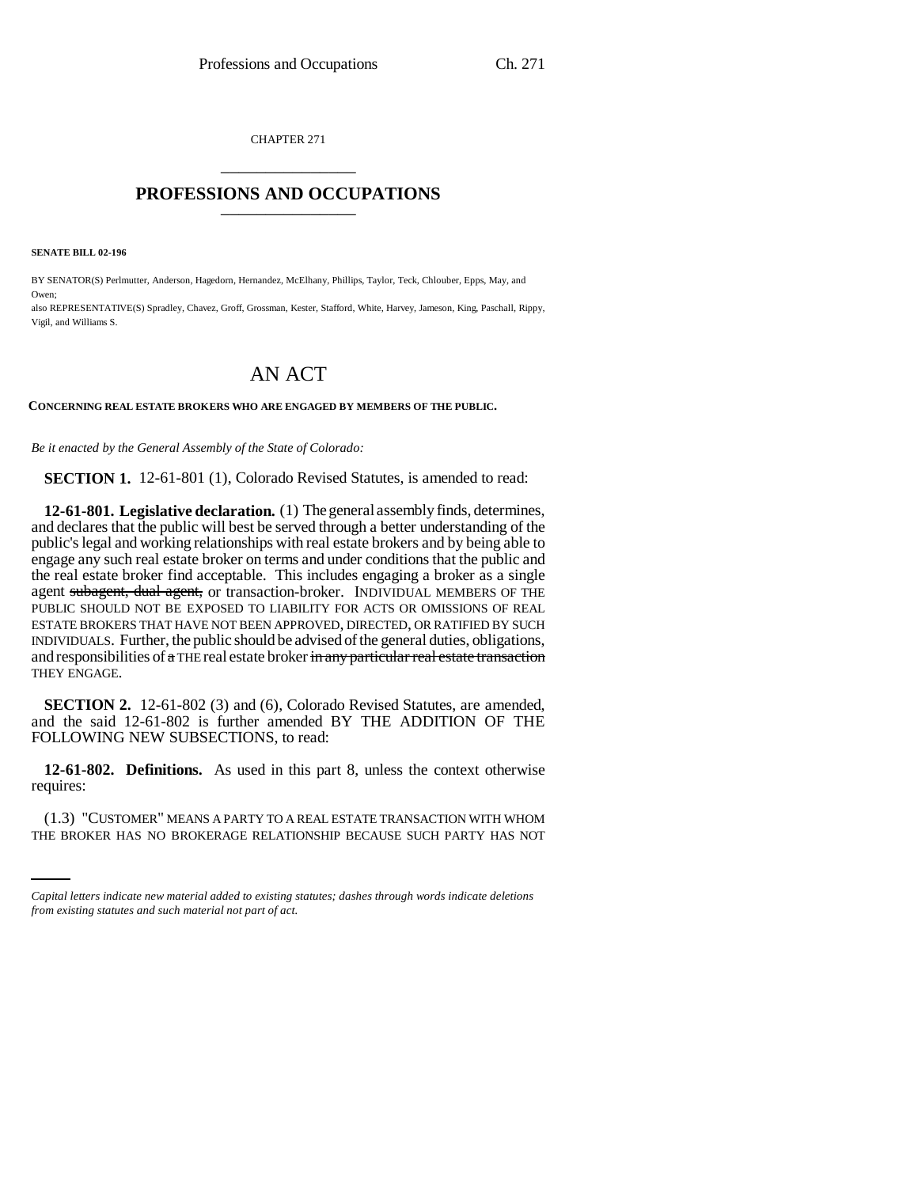CHAPTER 271

## PROFESSIONS AND OCCUPATIONS

**SENATE BILL 02-196**

BY SENATOR(S) Perlmutter, Anderson, Hagedorn, Hernandez, McElhany, Phillips, Taylor, Teck, Chlouber, Epps, May, and Owen;

also REPRESENTATIVE(S) Spradley, Chavez, Groff, Grossman, Kester, Stafford, White, Harvey, Jameson, King, Paschall, Rippy, Vigil, and Williams S.

# AN ACT

**CONCERNING REAL ESTATE BROKERS WHO ARE ENGAGED BY MEMBERS OF THE PUBLIC.**

*Be it enacted by the General Assembly of the State of Colorado:*

**SECTION 1.** 12-61-801 (1), Colorado Revised Statutes, is amended to read:

**12-61-801. Legislative declaration.** (1) The general assembly finds, determines, and declares that the public will best be served through a better understanding of the public's legal and working relationships with real estate brokers and by being able to engage any such real estate broker on terms and under conditions that the public and the real estate broker find acceptable. This includes engaging a broker as a single agent ~~subagent, dual agent,~~ or transaction-broker. INDIVIDUAL MEMBERS OF THE PUBLIC SHOULD NOT BE EXPOSED TO LIABILITY FOR ACTS OR OMISSIONS OF REAL ESTATE BROKERS THAT HAVE NOT BEEN APPROVED, DIRECTED, OR RATIFIED BY SUCH INDIVIDUALS. Further, the public should be advised of the general duties, obligations, and responsibilities of ~~a~~ THE real estate broker ~~in any particular real estate transaction~~ THEY ENGAGE.

**SECTION 2.** 12-61-802 (3) and (6), Colorado Revised Statutes, are amended, and the said 12-61-802 is further amended BY THE ADDITION OF THE FOLLOWING NEW SUBSECTIONS, to read:

**12-61-802. Definitions.** As used in this part 8, unless the context otherwise requires:

(1.3) "CUSTOMER" MEANS A PARTY TO A REAL ESTATE TRANSACTION WITH WHOM THE BROKER HAS NO BROKERAGE RELATIONSHIP BECAUSE SUCH PARTY HAS NOT

*Capital letters indicate new material added to existing statutes; dashes through words indicate deletions from existing statutes and such material not part of act.*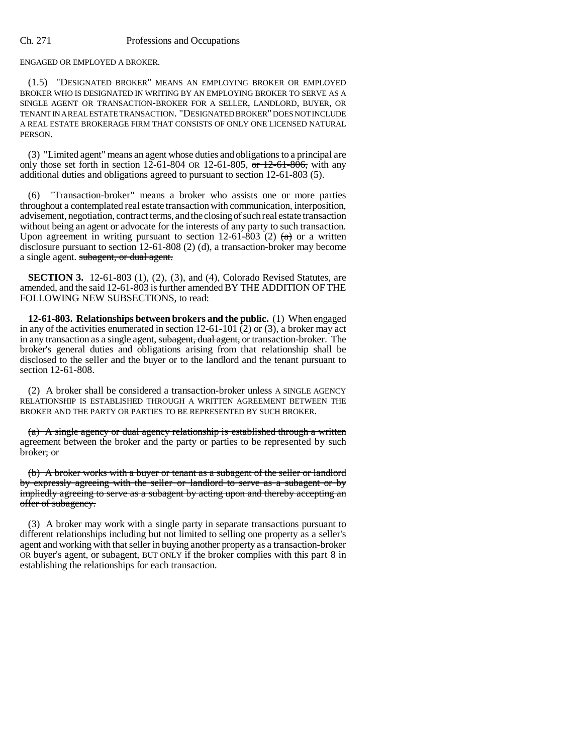ENGAGED OR EMPLOYED A BROKER.

(1.5) "DESIGNATED BROKER" MEANS AN EMPLOYING BROKER OR EMPLOYED BROKER WHO IS DESIGNATED IN WRITING BY AN EMPLOYING BROKER TO SERVE AS A SINGLE AGENT OR TRANSACTION-BROKER FOR A SELLER, LANDLORD, BUYER, OR TENANT IN A REAL ESTATE TRANSACTION. "DESIGNATED BROKER" DOES NOT INCLUDE A REAL ESTATE BROKERAGE FIRM THAT CONSISTS OF ONLY ONE LICENSED NATURAL PERSON.

(3) "Limited agent" means an agent whose duties and obligations to a principal are only those set forth in section 12-61-804 OR 12-61-805, ~~or 12-61-806,~~ with any additional duties and obligations agreed to pursuant to section 12-61-803 (5).

(6) "Transaction-broker" means a broker who assists one or more parties throughout a contemplated real estate transaction with communication, interposition, advisement, negotiation, contract terms, and the closing of such real estate transaction without being an agent or advocate for the interests of any party to such transaction. Upon agreement in writing pursuant to section 12-61-803 (2) ~~(a)~~ or a written disclosure pursuant to section 12-61-808 (2) (d), a transaction-broker may become a single agent. ~~subagent, or dual agent.~~

**SECTION 3.** 12-61-803 (1), (2), (3), and (4), Colorado Revised Statutes, are amended, and the said 12-61-803 is further amended BY THE ADDITION OF THE FOLLOWING NEW SUBSECTIONS, to read:

**12-61-803. Relationships between brokers and the public.** (1) When engaged in any of the activities enumerated in section 12-61-101 (2) or (3), a broker may act in any transaction as a single agent, ~~subagent, dual agent,~~ or transaction-broker. The broker's general duties and obligations arising from that relationship shall be disclosed to the seller and the buyer or to the landlord and the tenant pursuant to section 12-61-808.

(2) A broker shall be considered a transaction-broker unless A SINGLE AGENCY RELATIONSHIP IS ESTABLISHED THROUGH A WRITTEN AGREEMENT BETWEEN THE BROKER AND THE PARTY OR PARTIES TO BE REPRESENTED BY SUCH BROKER.

~~(a) A single agency or dual agency relationship is established through a written agreement between the broker and the party or parties to be represented by such broker; or~~

~~(b) A broker works with a buyer or tenant as a subagent of the seller or landlord by expressly agreeing with the seller or landlord to serve as a subagent or by impliedly agreeing to serve as a subagent by acting upon and thereby accepting an offer of subagency.~~

(3) A broker may work with a single party in separate transactions pursuant to different relationships including but not limited to selling one property as a seller's agent and working with that seller in buying another property as a transaction-broker OR buyer's agent, ~~or subagent,~~ BUT ONLY if the broker complies with this part 8 in establishing the relationships for each transaction.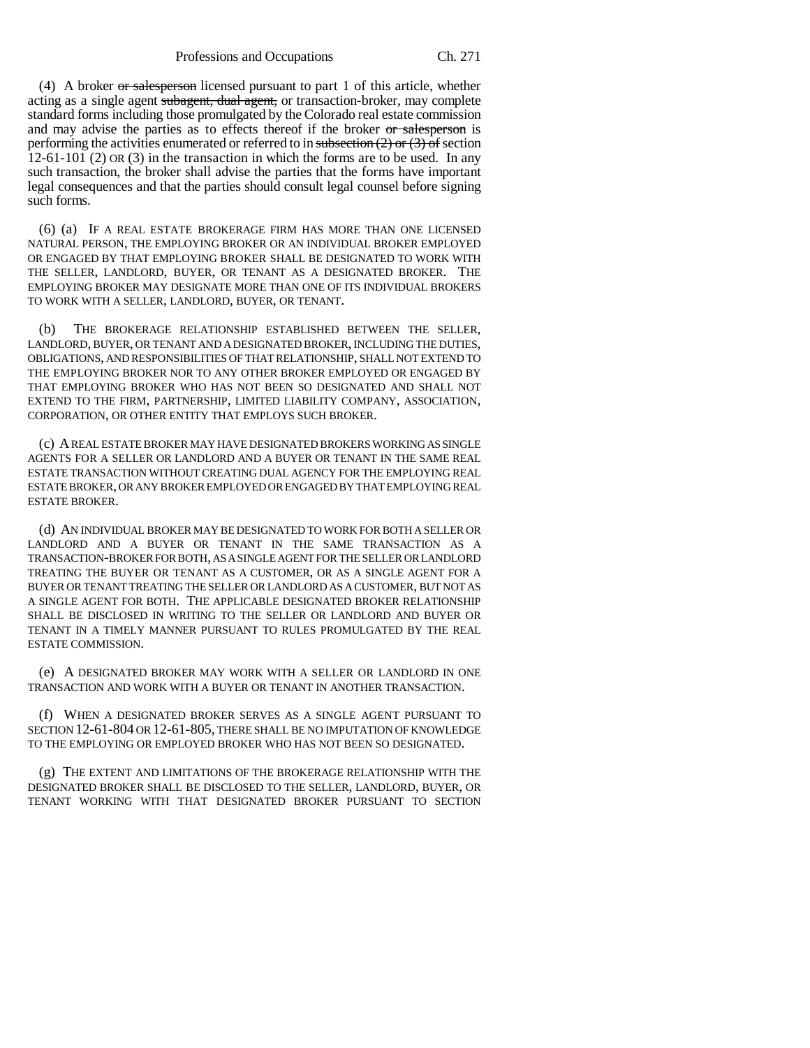(4) A broker ~~or salesperson~~ licensed pursuant to part 1 of this article, whether acting as a single agent ~~subagent, dual agent,~~ or transaction-broker, may complete standard forms including those promulgated by the Colorado real estate commission and may advise the parties as to effects thereof if the broker ~~or salesperson~~ is performing the activities enumerated or referred to in ~~subsection (2) or (3) of~~ section 12-61-101 (2) OR (3) in the transaction in which the forms are to be used. In any such transaction, the broker shall advise the parties that the forms have important legal consequences and that the parties should consult legal counsel before signing such forms.

(6) (a) IF A REAL ESTATE BROKERAGE FIRM HAS MORE THAN ONE LICENSED NATURAL PERSON, THE EMPLOYING BROKER OR AN INDIVIDUAL BROKER EMPLOYED OR ENGAGED BY THAT EMPLOYING BROKER SHALL BE DESIGNATED TO WORK WITH THE SELLER, LANDLORD, BUYER, OR TENANT AS A DESIGNATED BROKER. THE EMPLOYING BROKER MAY DESIGNATE MORE THAN ONE OF ITS INDIVIDUAL BROKERS TO WORK WITH A SELLER, LANDLORD, BUYER, OR TENANT.

(b) THE BROKERAGE RELATIONSHIP ESTABLISHED BETWEEN THE SELLER, LANDLORD, BUYER, OR TENANT AND A DESIGNATED BROKER, INCLUDING THE DUTIES, OBLIGATIONS, AND RESPONSIBILITIES OF THAT RELATIONSHIP, SHALL NOT EXTEND TO THE EMPLOYING BROKER NOR TO ANY OTHER BROKER EMPLOYED OR ENGAGED BY THAT EMPLOYING BROKER WHO HAS NOT BEEN SO DESIGNATED AND SHALL NOT EXTEND TO THE FIRM, PARTNERSHIP, LIMITED LIABILITY COMPANY, ASSOCIATION, CORPORATION, OR OTHER ENTITY THAT EMPLOYS SUCH BROKER.

(c) A REAL ESTATE BROKER MAY HAVE DESIGNATED BROKERS WORKING AS SINGLE AGENTS FOR A SELLER OR LANDLORD AND A BUYER OR TENANT IN THE SAME REAL ESTATE TRANSACTION WITHOUT CREATING DUAL AGENCY FOR THE EMPLOYING REAL ESTATE BROKER, OR ANY BROKER EMPLOYED OR ENGAGED BY THAT EMPLOYING REAL ESTATE BROKER.

(d) AN INDIVIDUAL BROKER MAY BE DESIGNATED TO WORK FOR BOTH A SELLER OR LANDLORD AND A BUYER OR TENANT IN THE SAME TRANSACTION AS A TRANSACTION-BROKER FOR BOTH, AS A SINGLE AGENT FOR THE SELLER OR LANDLORD TREATING THE BUYER OR TENANT AS A CUSTOMER, OR AS A SINGLE AGENT FOR A BUYER OR TENANT TREATING THE SELLER OR LANDLORD AS A CUSTOMER, BUT NOT AS A SINGLE AGENT FOR BOTH. THE APPLICABLE DESIGNATED BROKER RELATIONSHIP SHALL BE DISCLOSED IN WRITING TO THE SELLER OR LANDLORD AND BUYER OR TENANT IN A TIMELY MANNER PURSUANT TO RULES PROMULGATED BY THE REAL ESTATE COMMISSION.

(e) A DESIGNATED BROKER MAY WORK WITH A SELLER OR LANDLORD IN ONE TRANSACTION AND WORK WITH A BUYER OR TENANT IN ANOTHER TRANSACTION.

(f) WHEN A DESIGNATED BROKER SERVES AS A SINGLE AGENT PURSUANT TO SECTION 12-61-804 OR 12-61-805, THERE SHALL BE NO IMPUTATION OF KNOWLEDGE TO THE EMPLOYING OR EMPLOYED BROKER WHO HAS NOT BEEN SO DESIGNATED.

(g) THE EXTENT AND LIMITATIONS OF THE BROKERAGE RELATIONSHIP WITH THE DESIGNATED BROKER SHALL BE DISCLOSED TO THE SELLER, LANDLORD, BUYER, OR TENANT WORKING WITH THAT DESIGNATED BROKER PURSUANT TO SECTION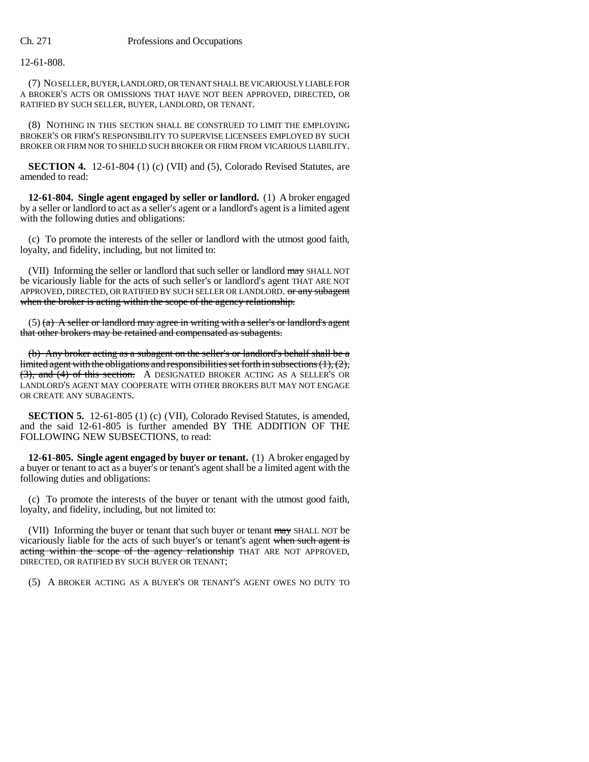12-61-808.

(7) NO SELLER, BUYER, LANDLORD, OR TENANT SHALL BE VICARIOUSLY LIABLE FOR A BROKER'S ACTS OR OMISSIONS THAT HAVE NOT BEEN APPROVED, DIRECTED, OR RATIFIED BY SUCH SELLER, BUYER, LANDLORD, OR TENANT.

(8) NOTHING IN THIS SECTION SHALL BE CONSTRUED TO LIMIT THE EMPLOYING BROKER'S OR FIRM'S RESPONSIBILITY TO SUPERVISE LICENSEES EMPLOYED BY SUCH BROKER OR FIRM NOR TO SHIELD SUCH BROKER OR FIRM FROM VICARIOUS LIABILITY.

**SECTION 4.** 12-61-804 (1) (c) (VII) and (5), Colorado Revised Statutes, are amended to read:

**12-61-804. Single agent engaged by seller or landlord.** (1) A broker engaged by a seller or landlord to act as a seller's agent or a landlord's agent is a limited agent with the following duties and obligations:

(c) To promote the interests of the seller or landlord with the utmost good faith, loyalty, and fidelity, including, but not limited to:

(VII) Informing the seller or landlord that such seller or landlord ~~may~~ SHALL NOT be vicariously liable for the acts of such seller's or landlord's agent THAT ARE NOT APPROVED, DIRECTED, OR RATIFIED BY SUCH SELLER OR LANDLORD. ~~or any subagent when the broker is acting within the scope of the agency relationship.~~

(5) ~~(a) A seller or landlord may agree in writing with a seller's or landlord's agent that other brokers may be retained and compensated as subagents.~~

~~(b) Any broker acting as a subagent on the seller's or landlord's behalf shall be a limited agent with the obligations and responsibilities set forth in subsections (1), (2), (3), and (4) of this section.~~ A DESIGNATED BROKER ACTING AS A SELLER'S OR LANDLORD'S AGENT MAY COOPERATE WITH OTHER BROKERS BUT MAY NOT ENGAGE OR CREATE ANY SUBAGENTS.

**SECTION 5.** 12-61-805 (1) (c) (VII), Colorado Revised Statutes, is amended, and the said 12-61-805 is further amended BY THE ADDITION OF THE FOLLOWING NEW SUBSECTIONS, to read:

**12-61-805. Single agent engaged by buyer or tenant.** (1) A broker engaged by a buyer or tenant to act as a buyer's or tenant's agent shall be a limited agent with the following duties and obligations:

(c) To promote the interests of the buyer or tenant with the utmost good faith, loyalty, and fidelity, including, but not limited to:

(VII) Informing the buyer or tenant that such buyer or tenant ~~may~~ SHALL NOT be vicariously liable for the acts of such buyer's or tenant's agent ~~when such agent is acting within the scope of the agency relationship~~ THAT ARE NOT APPROVED, DIRECTED, OR RATIFIED BY SUCH BUYER OR TENANT;

(5) A BROKER ACTING AS A BUYER'S OR TENANT'S AGENT OWES NO DUTY TO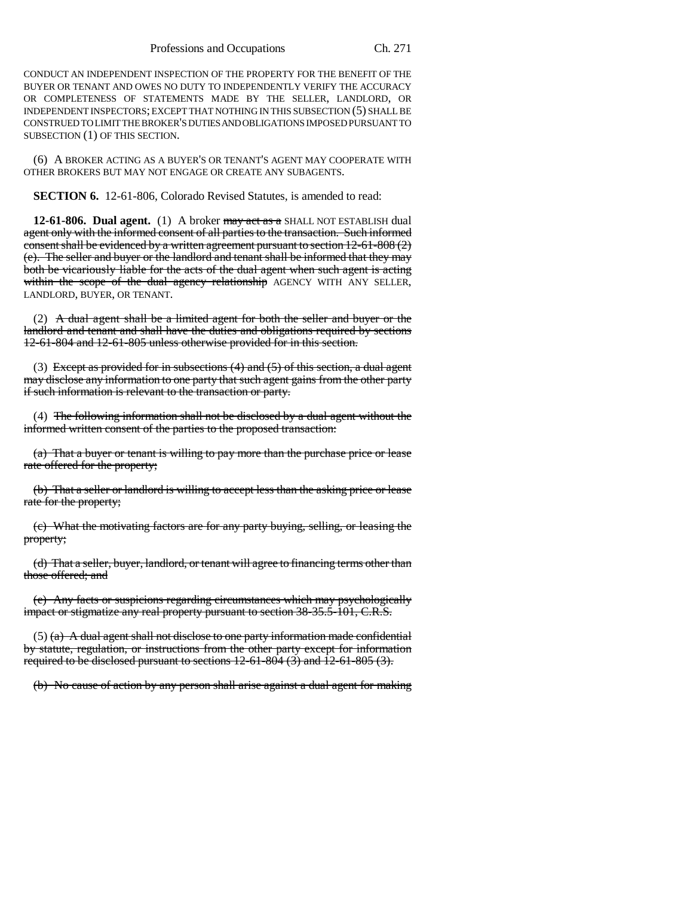CONDUCT AN INDEPENDENT INSPECTION OF THE PROPERTY FOR THE BENEFIT OF THE BUYER OR TENANT AND OWES NO DUTY TO INDEPENDENTLY VERIFY THE ACCURACY OR COMPLETENESS OF STATEMENTS MADE BY THE SELLER, LANDLORD, OR INDEPENDENT INSPECTORS; EXCEPT THAT NOTHING IN THIS SUBSECTION (5) SHALL BE CONSTRUED TO LIMIT THE BROKER'S DUTIES AND OBLIGATIONS IMPOSED PURSUANT TO SUBSECTION (1) OF THIS SECTION.

(6) A BROKER ACTING AS A BUYER'S OR TENANT'S AGENT MAY COOPERATE WITH OTHER BROKERS BUT MAY NOT ENGAGE OR CREATE ANY SUBAGENTS.

**SECTION 6.** 12-61-806, Colorado Revised Statutes, is amended to read:

**12-61-806. Dual agent.** (1) A broker ~~may act as a~~ SHALL NOT ESTABLISH dual ~~agent only with the informed consent of all parties to the transaction. Such informed consent shall be evidenced by a written agreement pursuant to section 12-61-808 (2) (e). The seller and buyer or the landlord and tenant shall be informed that they may both be vicariously liable for the acts of the dual agent when such agent is acting within the scope of the dual agency relationship~~ AGENCY WITH ANY SELLER, LANDLORD, BUYER, OR TENANT.

(2) ~~A dual agent shall be a limited agent for both the seller and buyer or the landlord and tenant and shall have the duties and obligations required by sections 12-61-804 and 12-61-805 unless otherwise provided for in this section.~~

(3) ~~Except as provided for in subsections (4) and (5) of this section, a dual agent may disclose any information to one party that such agent gains from the other party if such information is relevant to the transaction or party.~~

(4) ~~The following information shall not be disclosed by a dual agent without the informed written consent of the parties to the proposed transaction:~~

~~(a) That a buyer or tenant is willing to pay more than the purchase price or lease rate offered for the property;~~

~~(b) That a seller or landlord is willing to accept less than the asking price or lease rate for the property;~~

~~(c) What the motivating factors are for any party buying, selling, or leasing the property;~~

~~(d) That a seller, buyer, landlord, or tenant will agree to financing terms other than those offered; and~~

~~(e) Any facts or suspicions regarding circumstances which may psychologically impact or stigmatize any real property pursuant to section 38-35.5-101, C.R.S.~~

(5) ~~(a) A dual agent shall not disclose to one party information made confidential by statute, regulation, or instructions from the other party except for information required to be disclosed pursuant to sections 12-61-804 (3) and 12-61-805 (3).~~

~~(b) No cause of action by any person shall arise against a dual agent for making~~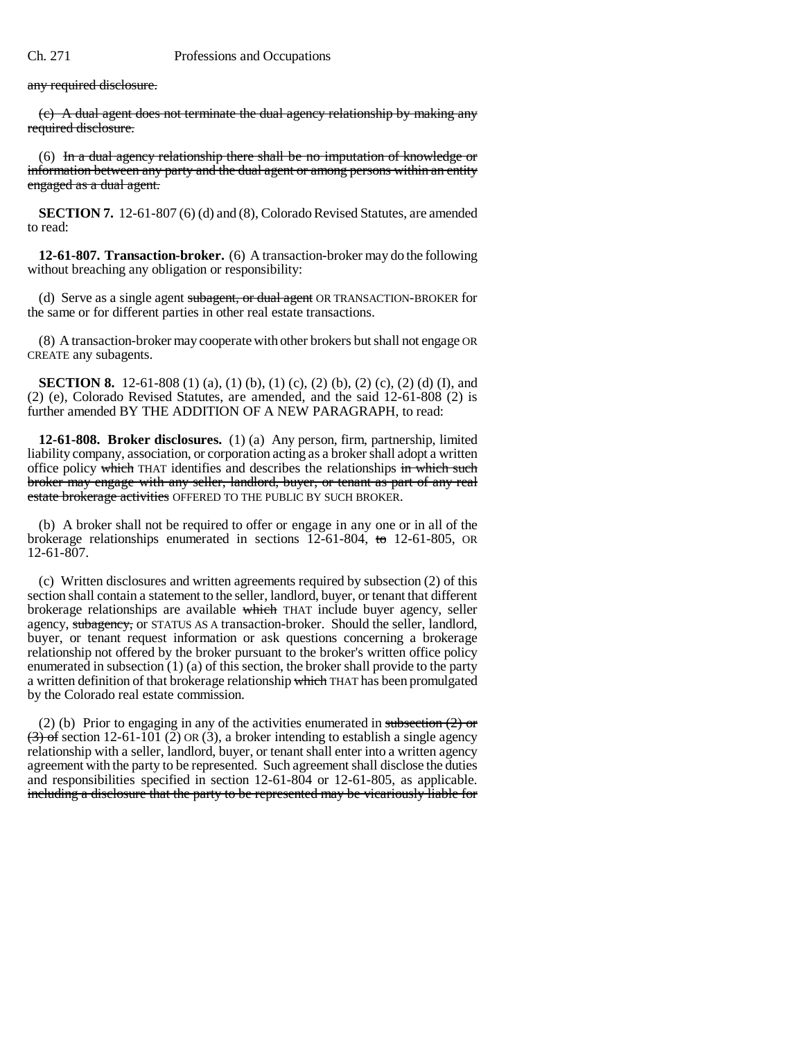any required disclosure.

(c) A dual agent does not terminate the dual agency relationship by making any required disclosure.

(6) In a dual agency relationship there shall be no imputation of knowledge or information between any party and the dual agent or among persons within an entity engaged as a dual agent.

**SECTION 7.** 12-61-807 (6) (d) and (8), Colorado Revised Statutes, are amended to read:

**12-61-807. Transaction-broker.** (6) A transaction-broker may do the following without breaching any obligation or responsibility:

(d) Serve as a single agent subagent, or dual agent OR TRANSACTION-BROKER for the same or for different parties in other real estate transactions.

(8) A transaction-broker may cooperate with other brokers but shall not engage OR CREATE any subagents.

**SECTION 8.** 12-61-808 (1) (a), (1) (b), (1) (c), (2) (b), (2) (c), (2) (d) (I), and (2) (e), Colorado Revised Statutes, are amended, and the said 12-61-808 (2) is further amended BY THE ADDITION OF A NEW PARAGRAPH, to read:

**12-61-808. Broker disclosures.** (1) (a) Any person, firm, partnership, limited liability company, association, or corporation acting as a broker shall adopt a written office policy which THAT identifies and describes the relationships in which such broker may engage with any seller, landlord, buyer, or tenant as part of any real estate brokerage activities OFFERED TO THE PUBLIC BY SUCH BROKER.

(b) A broker shall not be required to offer or engage in any one or in all of the brokerage relationships enumerated in sections 12-61-804, to 12-61-805, OR 12-61-807.

(c) Written disclosures and written agreements required by subsection (2) of this section shall contain a statement to the seller, landlord, buyer, or tenant that different brokerage relationships are available which THAT include buyer agency, seller agency, subagency, or STATUS AS A transaction-broker. Should the seller, landlord, buyer, or tenant request information or ask questions concerning a brokerage relationship not offered by the broker pursuant to the broker's written office policy enumerated in subsection (1) (a) of this section, the broker shall provide to the party a written definition of that brokerage relationship which THAT has been promulgated by the Colorado real estate commission.

(2) (b) Prior to engaging in any of the activities enumerated in subsection (2) or (3) of section 12-61-101 (2) OR (3), a broker intending to establish a single agency relationship with a seller, landlord, buyer, or tenant shall enter into a written agency agreement with the party to be represented. Such agreement shall disclose the duties and responsibilities specified in section 12-61-804 or 12-61-805, as applicable. including a disclosure that the party to be represented may be vicariously liable for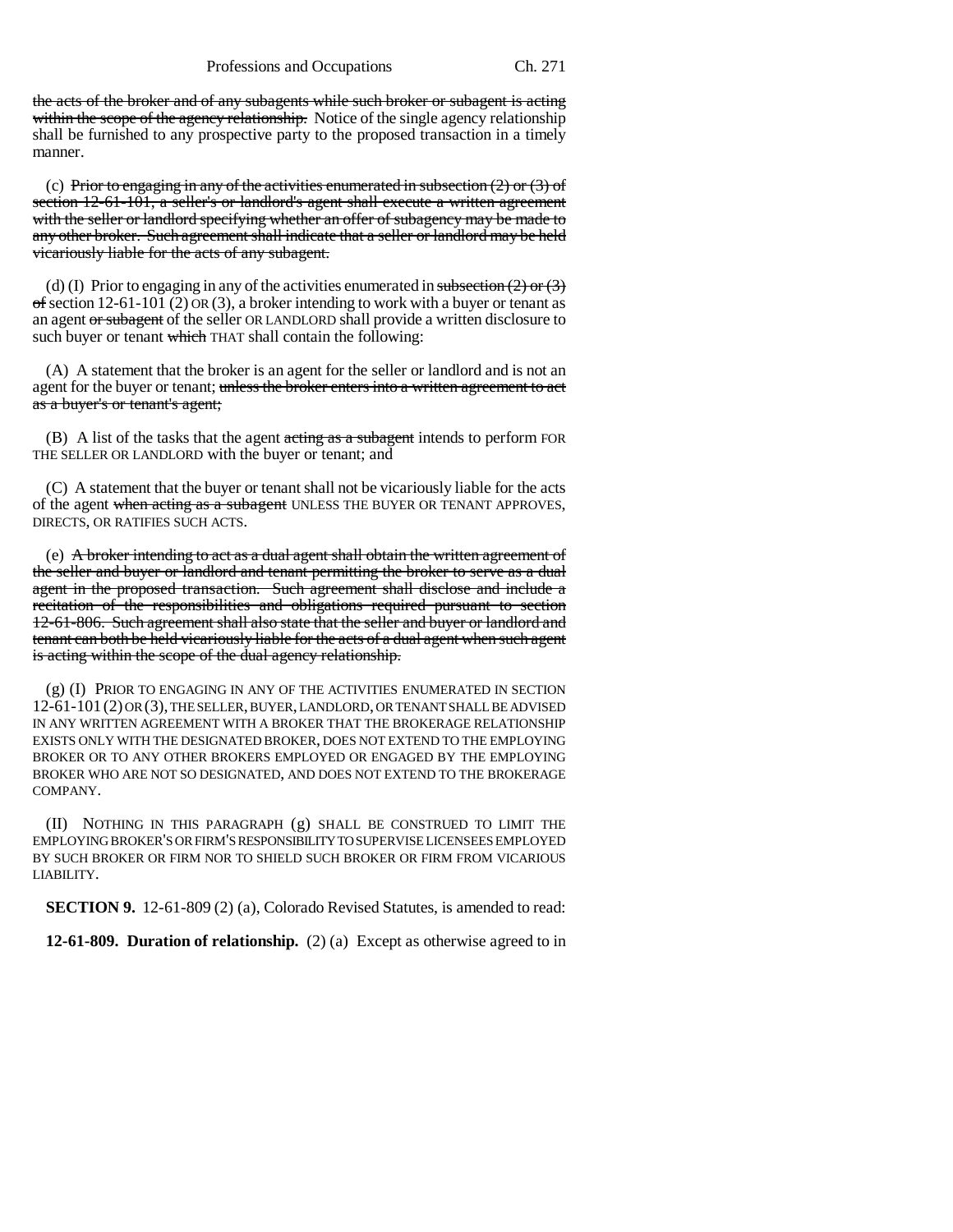the acts of the broker and of any subagents while such broker or subagent is acting within the scope of the agency relationship. Notice of the single agency relationship shall be furnished to any prospective party to the proposed transaction in a timely manner.

(c) Prior to engaging in any of the activities enumerated in subsection (2) or (3) of section 12-61-101, a seller's or landlord's agent shall execute a written agreement with the seller or landlord specifying whether an offer of subagency may be made to any other broker. Such agreement shall indicate that a seller or landlord may be held vicariously liable for the acts of any subagent.

(d) (I) Prior to engaging in any of the activities enumerated in subsection (2) or (3) of section 12-61-101 (2) OR (3), a broker intending to work with a buyer or tenant as an agent or subagent of the seller OR LANDLORD shall provide a written disclosure to such buyer or tenant which THAT shall contain the following:

(A) A statement that the broker is an agent for the seller or landlord and is not an agent for the buyer or tenant; unless the broker enters into a written agreement to act as a buyer's or tenant's agent;

(B) A list of the tasks that the agent acting as a subagent intends to perform FOR THE SELLER OR LANDLORD with the buyer or tenant; and

(C) A statement that the buyer or tenant shall not be vicariously liable for the acts of the agent when acting as a subagent UNLESS THE BUYER OR TENANT APPROVES, DIRECTS, OR RATIFIES SUCH ACTS.

(e) A broker intending to act as a dual agent shall obtain the written agreement of the seller and buyer or landlord and tenant permitting the broker to serve as a dual agent in the proposed transaction. Such agreement shall disclose and include a recitation of the responsibilities and obligations required pursuant to section 12-61-806. Such agreement shall also state that the seller and buyer or landlord and tenant can both be held vicariously liable for the acts of a dual agent when such agent is acting within the scope of the dual agency relationship.

(g) (I) PRIOR TO ENGAGING IN ANY OF THE ACTIVITIES ENUMERATED IN SECTION 12-61-101 (2) OR (3), THE SELLER, BUYER, LANDLORD, OR TENANT SHALL BE ADVISED IN ANY WRITTEN AGREEMENT WITH A BROKER THAT THE BROKERAGE RELATIONSHIP EXISTS ONLY WITH THE DESIGNATED BROKER, DOES NOT EXTEND TO THE EMPLOYING BROKER OR TO ANY OTHER BROKERS EMPLOYED OR ENGAGED BY THE EMPLOYING BROKER WHO ARE NOT SO DESIGNATED, AND DOES NOT EXTEND TO THE BROKERAGE COMPANY.

(II) NOTHING IN THIS PARAGRAPH (g) SHALL BE CONSTRUED TO LIMIT THE EMPLOYING BROKER'S OR FIRM'S RESPONSIBILITY TO SUPERVISE LICENSEES EMPLOYED BY SUCH BROKER OR FIRM NOR TO SHIELD SUCH BROKER OR FIRM FROM VICARIOUS LIABILITY.

**SECTION 9.** 12-61-809 (2) (a), Colorado Revised Statutes, is amended to read:

**12-61-809. Duration of relationship.** (2) (a) Except as otherwise agreed to in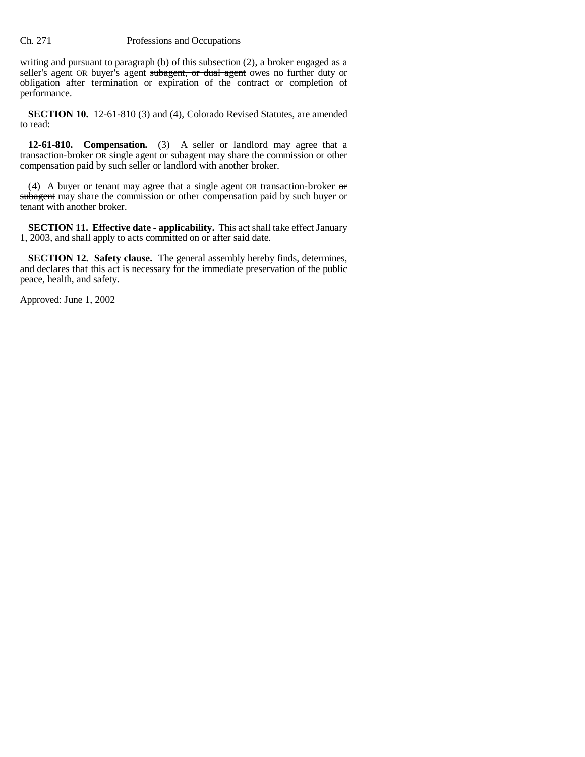writing and pursuant to paragraph (b) of this subsection (2), a broker engaged as a seller's agent OR buyer's agent ~~subagent, or dual agent~~ owes no further duty or obligation after termination or expiration of the contract or completion of performance.

**SECTION 10.** 12-61-810 (3) and (4), Colorado Revised Statutes, are amended to read:

**12-61-810. Compensation.** (3) A seller or landlord may agree that a transaction-broker OR single agent ~~or subagent~~ may share the commission or other compensation paid by such seller or landlord with another broker.

(4) A buyer or tenant may agree that a single agent OR transaction-broker ~~or subagent~~ may share the commission or other compensation paid by such buyer or tenant with another broker.

**SECTION 11. Effective date - applicability.** This act shall take effect January 1, 2003, and shall apply to acts committed on or after said date.

**SECTION 12. Safety clause.** The general assembly hereby finds, determines, and declares that this act is necessary for the immediate preservation of the public peace, health, and safety.

Approved: June 1, 2002